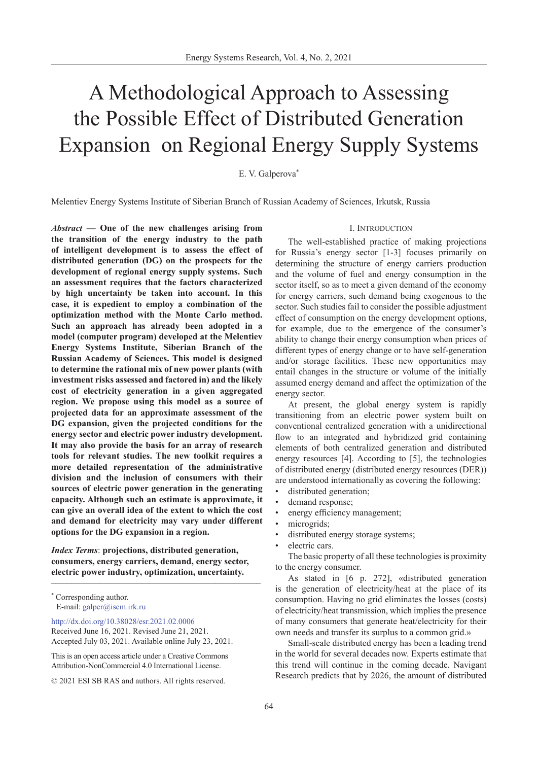# A Methodological Approach to Assessing the Possible Effect of Distributed Generation Expansion on Regional Energy Supply Systems

E. V. Galperova*

Melentiev Energy Systems Institute of Siberian Branch of Russian Academy of Sciences, Irkutsk, Russia

***Abstract* — One of the new challenges arising from the transition of the energy industry to the path of intelligent development is to assess the effect of distributed generation (DG) on the prospects for the development of regional energy supply systems. Such an assessment requires that the factors characterized by high uncertainty be taken into account. In this case, it is expedient to employ a combination of the optimization method with the Monte Carlo method. Such an approach has already been adopted in a model (computer program) developed at the Melentiev Energy Systems Institute, Siberian Branch of the Russian Academy of Sciences. This model is designed to determine the rational mix of new power plants (with investment risks assessed and factored in) and the likely cost of electricity generation in a given aggregated region. We propose using this model as a source of projected data for an approximate assessment of the DG expansion, given the projected conditions for the energy sector and electric power industry development. It may also provide the basis for an array of research tools for relevant studies. The new toolkit requires a more detailed representation of the administrative division and the inclusion of consumers with their sources of electric power generation in the generating capacity. Although such an estimate is approximate, it can give an overall idea of the extent to which the cost and demand for electricity may vary under different options for the DG expansion in a region.**

***Index Terms*: projections, distributed generation, consumers, energy carriers, demand, energy sector, electric power industry, optimization, uncertainty.**

---

* Corresponding author.
E-mail: galper@isem.irk.ru

http://dx.doi.org/10.38028/esr.2021.02.0006
Received June 16, 2021. Revised June 21, 2021.
Accepted July 03, 2021. Available online July 23, 2021.

This is an open access article under a Creative Commons Attribution-NonCommercial 4.0 International License.

© 2021 ESI SB RAS and authors. All rights reserved.

## I. Introduction

The well-established practice of making projections for Russia's energy sector [1-3] focuses primarily on determining the structure of energy carriers production and the volume of fuel and energy consumption in the sector itself, so as to meet a given demand of the economy for energy carriers, such demand being exogenous to the sector. Such studies fail to consider the possible adjustment effect of consumption on the energy development options, for example, due to the emergence of the consumer's ability to change their energy consumption when prices of different types of energy change or to have self-generation and/or storage facilities. These new opportunities may entail changes in the structure or volume of the initially assumed energy demand and affect the optimization of the energy sector.

At present, the global energy system is rapidly transitioning from an electric power system built on conventional centralized generation with a unidirectional flow to an integrated and hybridized grid containing elements of both centralized generation and distributed energy resources [4]. According to [5], the technologies of distributed energy (distributed energy resources (DER)) are understood internationally as covering the following:

- distributed generation;
- demand response;
- energy efficiency management;
- microgrids;
- distributed energy storage systems;
- electric cars.

The basic property of all these technologies is proximity to the energy consumer.

As stated in [6 p. 272], «distributed generation is the generation of electricity/heat at the place of its consumption. Having no grid eliminates the losses (costs) of electricity/heat transmission, which implies the presence of many consumers that generate heat/electricity for their own needs and transfer its surplus to a common grid.»

Small-scale distributed energy has been a leading trend in the world for several decades now. Experts estimate that this trend will continue in the coming decade. Navigant Research predicts that by 2026, the amount of distributed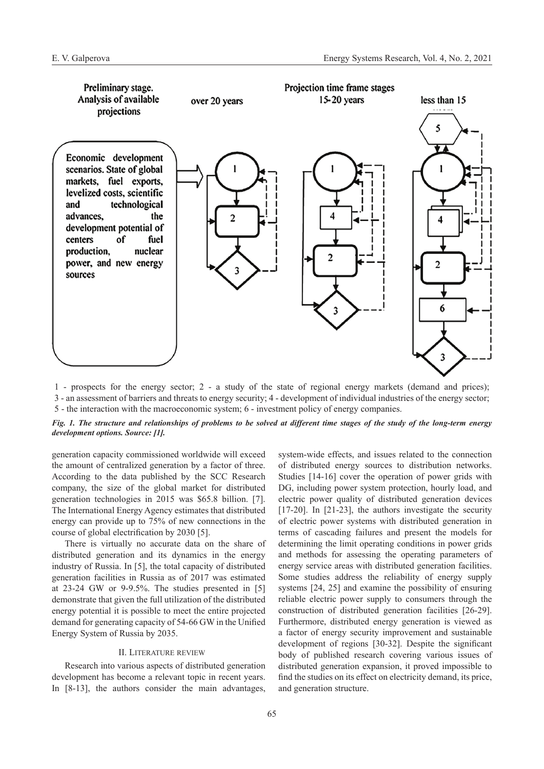1 - prospects for the energy sector; 2 - a study of the state of regional energy markets (demand and prices); 3 - an assessment of barriers and threats to energy security; 4 - development of individual industries of the energy sector; 5 - the interaction with the macroeconomic system; 6 - investment policy of energy companies.

***Fig. 1. The structure and relationships of problems to be solved at different time stages of the study of the long-term energy development options. Source: [1].***

generation capacity commissioned worldwide will exceed the amount of centralized generation by a factor of three. According to the data published by the SCC Research company, the size of the global market for distributed generation technologies in 2015 was $65.8 billion. [7]. The International Energy Agency estimates that distributed energy can provide up to 75% of new connections in the course of global electrification by 2030 [5].

There is virtually no accurate data on the share of distributed generation and its dynamics in the energy industry of Russia. In [5], the total capacity of distributed generation facilities in Russia as of 2017 was estimated at 23-24 GW or 9-9.5%. The studies presented in [5] demonstrate that given the full utilization of the distributed energy potential it is possible to meet the entire projected demand for generating capacity of 54-66 GW in the Unified Energy System of Russia by 2035.

## II. Literature review

Research into various aspects of distributed generation development has become a relevant topic in recent years. In [8-13], the authors consider the main advantages, system-wide effects, and issues related to the connection of distributed energy sources to distribution networks. Studies [14-16] cover the operation of power grids with DG, including power system protection, hourly load, and electric power quality of distributed generation devices [17-20]. In [21-23], the authors investigate the security of electric power systems with distributed generation in terms of cascading failures and present the models for determining the limit operating conditions in power grids and methods for assessing the operating parameters of energy service areas with distributed generation facilities. Some studies address the reliability of energy supply systems [24, 25] and examine the possibility of ensuring reliable electric power supply to consumers through the construction of distributed generation facilities [26-29]. Furthermore, distributed energy generation is viewed as a factor of energy security improvement and sustainable development of regions [30-32]. Despite the significant body of published research covering various issues of distributed generation expansion, it proved impossible to find the studies on its effect on electricity demand, its price, and generation structure.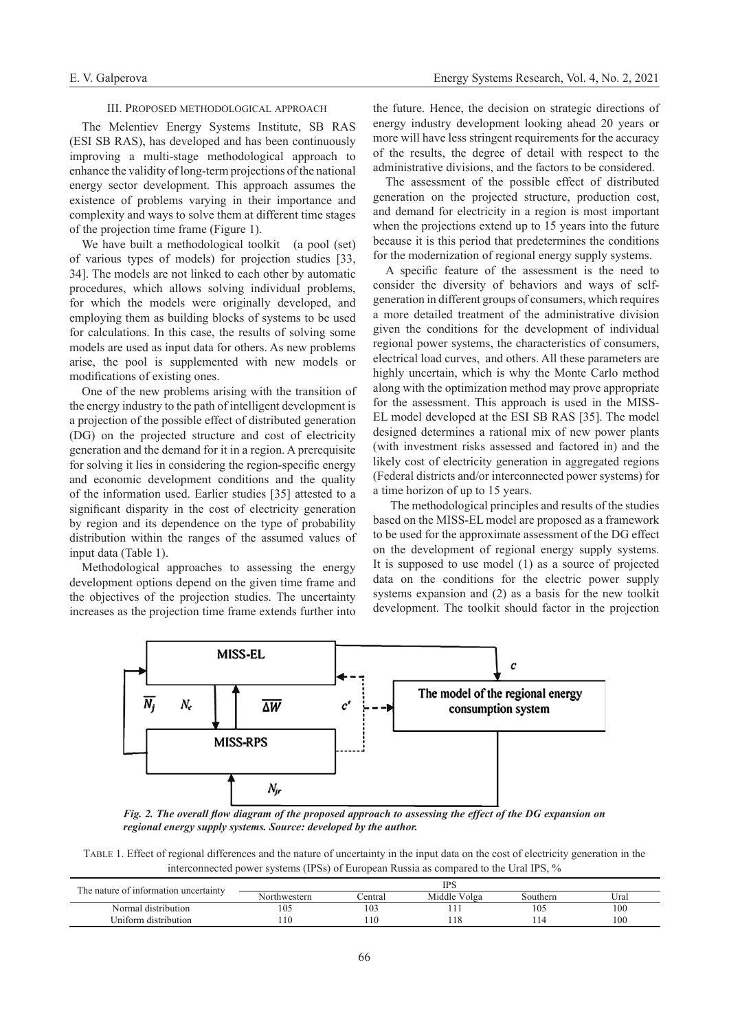## III. Proposed methodological approach

The Melentiev Energy Systems Institute, SB RAS (ESI SB RAS), has developed and has been continuously improving a multi-stage methodological approach to enhance the validity of long-term projections of the national energy sector development. This approach assumes the existence of problems varying in their importance and complexity and ways to solve them at different time stages of the projection time frame (Figure 1).

We have built a methodological toolkit (a pool (set) of various types of models) for projection studies [33, 34]. The models are not linked to each other by automatic procedures, which allows solving individual problems, for which the models were originally developed, and employing them as building blocks of systems to be used for calculations. In this case, the results of solving some models are used as input data for others. As new problems arise, the pool is supplemented with new models or modifications of existing ones.

One of the new problems arising with the transition of the energy industry to the path of intelligent development is a projection of the possible effect of distributed generation (DG) on the projected structure and cost of electricity generation and the demand for it in a region. A prerequisite for solving it lies in considering the region-specific energy and economic development conditions and the quality of the information used. Earlier studies [35] attested to a significant disparity in the cost of electricity generation by region and its dependence on the type of probability distribution within the ranges of the assumed values of input data (Table 1).

Methodological approaches to assessing the energy development options depend on the given time frame and the objectives of the projection studies. The uncertainty increases as the projection time frame extends further into the future. Hence, the decision on strategic directions of energy industry development looking ahead 20 years or more will have less stringent requirements for the accuracy of the results, the degree of detail with respect to the administrative divisions, and the factors to be considered.

The assessment of the possible effect of distributed generation on the projected structure, production cost, and demand for electricity in a region is most important when the projections extend up to 15 years into the future because it is this period that predetermines the conditions for the modernization of regional energy supply systems.

A specific feature of the assessment is the need to consider the diversity of behaviors and ways of self-generation in different groups of consumers, which requires a more detailed treatment of the administrative division given the conditions for the development of individual regional power systems, the characteristics of consumers, electrical load curves, and others. All these parameters are highly uncertain, which is why the Monte Carlo method along with the optimization method may prove appropriate for the assessment. This approach is used in the MISS-EL model developed at the ESI SB RAS [35]. The model designed determines a rational mix of new power plants (with investment risks assessed and factored in) and the likely cost of electricity generation in aggregated regions (Federal districts and/or interconnected power systems) for a time horizon of up to 15 years.

The methodological principles and results of the studies based on the MISS-EL model are proposed as a framework to be used for the approximate assessment of the DG effect on the development of regional energy supply systems. It is supposed to use model (1) as a source of projected data on the conditions for the electric power supply systems expansion and (2) as a basis for the new toolkit development. The toolkit should factor in the projection

*Fig. 2. The overall flow diagram of the proposed approach to assessing the effect of the DG expansion on regional energy supply systems. Source: developed by the author.*

Table 1. Effect of regional differences and the nature of uncertainty in the input data on the cost of electricity generation in the interconnected power systems (IPSs) of European Russia as compared to the Ural IPS, %

| The nature of information uncertainty | IPS | | | | |
|---|---|---|---|---|---|
| | Northwestern | Central | Middle Volga | Southern | Ural |
| Normal distribution | 105 | 103 | 111 | 105 | 100 |
| Uniform distribution | 110 | 110 | 118 | 114 | 100 |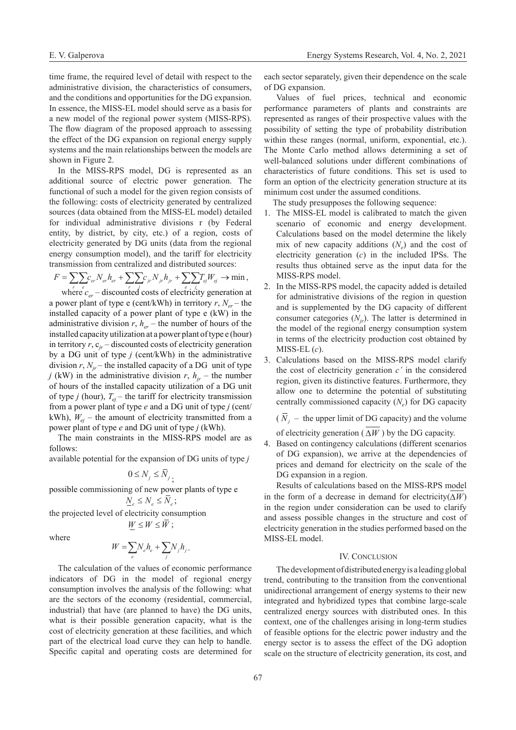time frame, the required level of detail with respect to the administrative division, the characteristics of consumers, and the conditions and opportunities for the DG expansion. In essence, the MISS-EL model should serve as a basis for a new model of the regional power system (MISS-RPS). The flow diagram of the proposed approach to assessing the effect of the DG expansion on regional energy supply systems and the main relationships between the models are shown in Figure 2.

In the MISS-RPS model, DG is represented as an additional source of electric power generation. The functional of such a model for the given region consists of the following: costs of electricity generated by centralized sources (data obtained from the MISS-EL model) detailed for individual administrative divisions r (by Federal entity, by district, by city, etc.) of a region, costs of electricity generated by DG units (data from the regional energy consumption model), and the tariff for electricity transmission from centralized and distributed sources:

$$F = \sum_r \sum_e c_{er} N_{er} h_{er} + \sum_r \sum_j c_{jr} N_{jr} h_{jr} + \sum_e \sum_j T_{ej} W_{ej} \rightarrow \min,$$

where $c_{er}$ – discounted costs of electricity generation at a power plant of type e (cent/kWh) in territory $r$, $N_{er}$ – the installed capacity of a power plant of type e (kW) in the administrative division $r$, $h_{er}$ – the number of hours of the installed capacity utilization at a power plant of type e (hour) in territory $r$, $c_{jr}$ – discounted costs of electricity generation by a DG unit of type $j$ (cent/kWh) in the administrative division $r$, $N_{jr}$ – the installed capacity of a DG unit of type $j$ (kW) in the administrative division $r$, $h_{jr}$ – the number of hours of the installed capacity utilization of a DG unit of type $j$ (hour), $T_{ej}$ – the tariff for electricity transmission from a power plant of type $e$ and a DG unit of type $j$ (cent/kWh), $W_{ej}$ – the amount of electricity transmitted from a power plant of type $e$ and DG unit of type $j$ (kWh).

The main constraints in the MISS-RPS model are as follows:

available potential for the expansion of DG units of type $j$

$$0 \leq N_j \leq \overline{N}_j;$$

possible commissioning of new power plants of type e

$$\underline{N}_e \leq N_e \leq \overline{N}_e;$$

the projected level of electricity consumption

$$\underline{W} \leq W \leq \overline{W};$$

where

$$W = \sum_e N_e h_e + \sum_j N_j h_j.$$

The calculation of the values of economic performance indicators of DG in the model of regional energy consumption involves the analysis of the following: what are the sectors of the economy (residential, commercial, industrial) that have (are planned to have) the DG units, what is their possible generation capacity, what is the cost of electricity generation at these facilities, and which part of the electrical load curve they can help to handle. Specific capital and operating costs are determined for each sector separately, given their dependence on the scale of DG expansion.

Values of fuel prices, technical and economic performance parameters of plants and constraints are represented as ranges of their prospective values with the possibility of setting the type of probability distribution within these ranges (normal, uniform, exponential, etc.). The Monte Carlo method allows determining a set of well-balanced solutions under different combinations of characteristics of future conditions. This set is used to form an option of the electricity generation structure at its minimum cost under the assumed conditions.

The study presupposes the following sequence:

1. The MISS-EL model is calibrated to match the given scenario of economic and energy development. Calculations based on the model determine the likely mix of new capacity additions ($N_e$) and the cost of electricity generation ($c$) in the included IPSs. The results thus obtained serve as the input data for the MISS-RPS model.
2. In the MISS-RPS model, the capacity added is detailed for administrative divisions of the region in question and is supplemented by the DG capacity of different consumer categories ($N_{jr}$). The latter is determined in the model of the regional energy consumption system in terms of the electricity production cost obtained by MISS-EL ($c$).
3. Calculations based on the MISS-RPS model clarify the cost of electricity generation $c'$ in the considered region, given its distinctive features. Furthermore, they allow one to determine the potential of substituting centrally commissioned capacity ($N_e$) for DG capacity ($\overline{N}_j$ – the upper limit of DG capacity) and the volume of electricity generation ($\overline{\Delta W}$) by the DG capacity.
4. Based on contingency calculations (different scenarios of DG expansion), we arrive at the dependencies of prices and demand for electricity on the scale of the DG expansion in a region.

Results of calculations based on the MISS-RPS model in the form of a decrease in demand for electricity($\overline{\Delta W}$) in the region under consideration can be used to clarify and assess possible changes in the structure and cost of electricity generation in the studies performed based on the MISS-EL model.

## IV. Conclusion

The development of distributed energy is a leading global trend, contributing to the transition from the conventional unidirectional arrangement of energy systems to their new integrated and hybridized types that combine large-scale centralized energy sources with distributed ones. In this context, one of the challenges arising in long-term studies of feasible options for the electric power industry and the energy sector is to assess the effect of the DG adoption scale on the structure of electricity generation, its cost, and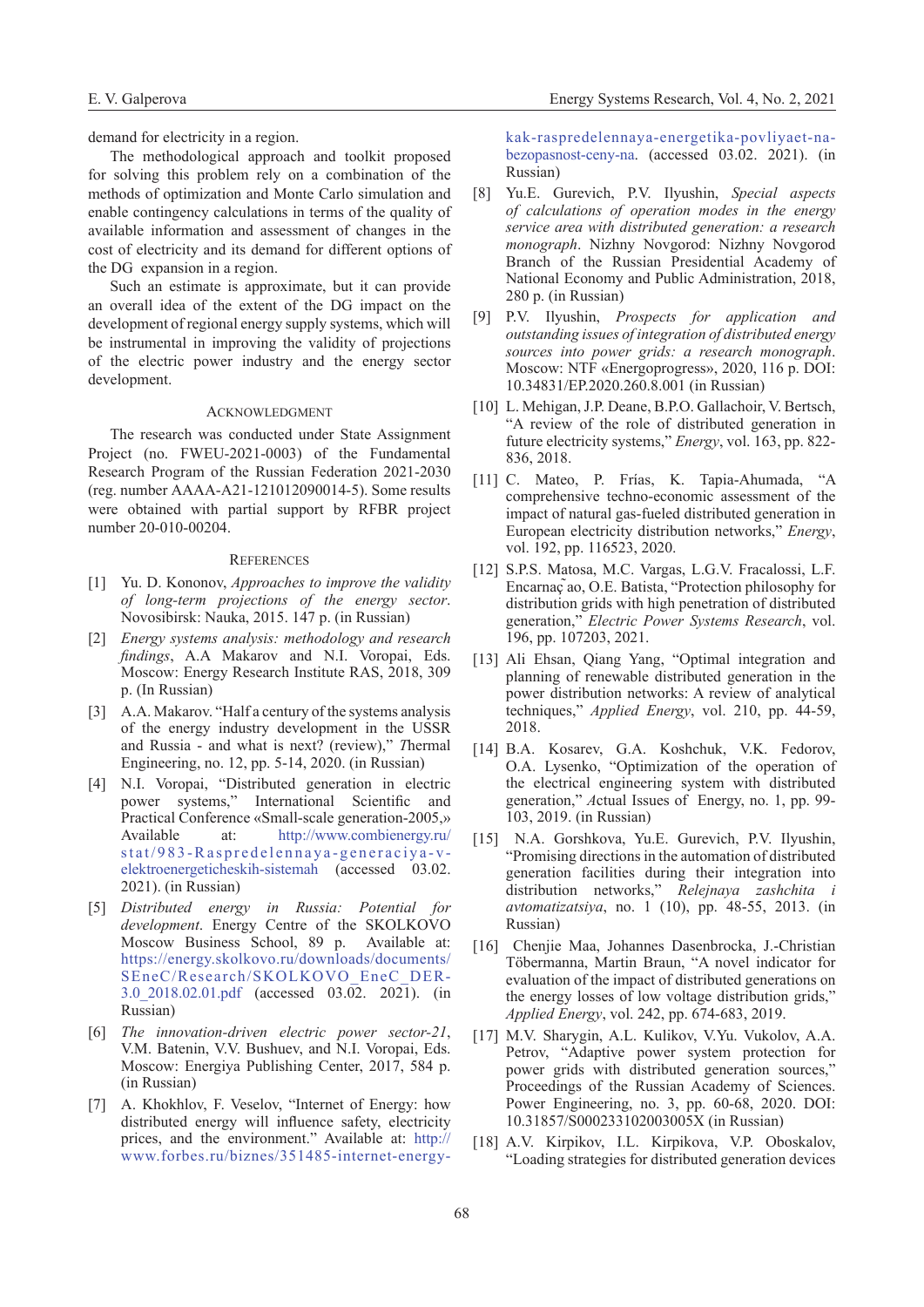demand for electricity in a region.

The methodological approach and toolkit proposed for solving this problem rely on a combination of the methods of optimization and Monte Carlo simulation and enable contingency calculations in terms of the quality of available information and assessment of changes in the cost of electricity and its demand for different options of the DG expansion in a region.

Such an estimate is approximate, but it can provide an overall idea of the extent of the DG impact on the development of regional energy supply systems, which will be instrumental in improving the validity of projections of the electric power industry and the energy sector development.

## Acknowledgment

The research was conducted under State Assignment Project (no. FWEU-2021-0003) of the Fundamental Research Program of the Russian Federation 2021-2030 (reg. number AAAA-A21-121012090014-5). Some results were obtained with partial support by RFBR project number 20-010-00204.

## References

[1] Yu. D. Kononov, *Approaches to improve the validity of long-term projections of the energy sector*. Novosibirsk: Nauka, 2015. 147 p. (in Russian)

[2] *Energy systems analysis: methodology and research findings*, A.A Makarov and N.I. Voropai, Eds. Moscow: Energy Research Institute RAS, 2018, 309 p. (In Russian)

[3] A.A. Makarov. "Half a century of the systems analysis of the energy industry development in the USSR and Russia - and what is next? (review)," *Thermal* Engineering, no. 12, pp. 5-14, 2020. (in Russian)

[4] N.I. Voropai, "Distributed generation in electric power systems," International Scientific and Practical Conference «Small-scale generation-2005,» Available at: http://www.combienergy.ru/stat/983-Raspredelennaya-generaciya-v-elektroenergeticheskih-sistemah (accessed 03.02. 2021). (in Russian)

[5] *Distributed energy in Russia: Potential for development*. Energy Centre of the SKOLKOVO Moscow Business School, 89 p. Available at: https://energy.skolkovo.ru/downloads/documents/SEneC/Research/SKOLKOVO_EneC_DER-3.0_2018.02.01.pdf (accessed 03.02. 2021). (in Russian)

[6] *The innovation-driven electric power sector-21*, V.M. Batenin, V.V. Bushuev, and N.I. Voropai, Eds. Moscow: Energiya Publishing Center, 2017, 584 p. (in Russian)

[7] A. Khokhlov, F. Veselov, "Internet of Energy: how distributed energy will influence safety, electricity prices, and the environment." Available at: http://www.forbes.ru/biznes/351485-internet-energy-kak-raspredelennaya-energetika-povliyaet-na-bezopasnost-ceny-na. (accessed 03.02. 2021). (in Russian)

[8] Yu.E. Gurevich, P.V. Ilyushin, *Special aspects of calculations of operation modes in the energy service area with distributed generation: a research monograph*. Nizhny Novgorod: Nizhny Novgorod Branch of the Russian Presidential Academy of National Economy and Public Administration, 2018, 280 p. (in Russian)

[9] P.V. Ilyushin, *Prospects for application and outstanding issues of integration of distributed energy sources into power grids: a research monograph*. Moscow: NTF «Energoprogress», 2020, 116 p. DOI: 10.34831/EP.2020.260.8.001 (in Russian)

[10] L. Mehigan, J.P. Deane, B.P.O. Gallachoir, V. Bertsch, "A review of the role of distributed generation in future electricity systems," *Energy*, vol. 163, pp. 822-836, 2018.

[11] C. Mateo, P. Frías, K. Tapia-Ahumada, "A comprehensive techno-economic assessment of the impact of natural gas-fueled distributed generation in European electricity distribution networks," *Energy*, vol. 192, pp. 116523, 2020.

[12] S.P.S. Matosa, M.C. Vargas, L.G.V. Fracalossi, L.F. Encarnação, O.E. Batista, "Protection philosophy for distribution grids with high penetration of distributed generation," *Electric Power Systems Research*, vol. 196, pp. 107203, 2021.

[13] Ali Ehsan, Qiang Yang, "Optimal integration and planning of renewable distributed generation in the power distribution networks: A review of analytical techniques," *Applied Energy*, vol. 210, pp. 44-59, 2018.

[14] B.A. Kosarev, G.A. Koshchuk, V.K. Fedorov, O.A. Lysenko, "Optimization of the operation of the electrical engineering system with distributed generation," *Actual Issues of* Energy, no. 1, pp. 99-103, 2019. (in Russian)

[15] N.A. Gorshkova, Yu.E. Gurevich, P.V. Ilyushin, "Promising directions in the automation of distributed generation facilities during their integration into distribution networks," *Relejnaya zashchita i avtomatizatsiya*, no. 1 (10), pp. 48-55, 2013. (in Russian)

[16] Chenjie Maa, Johannes Dasenbrocka, J.-Christian Töbermanna, Martin Braun, "A novel indicator for evaluation of the impact of distributed generations on the energy losses of low voltage distribution grids," *Applied Energy*, vol. 242, pp. 674-683, 2019.

[17] M.V. Sharygin, A.L. Kulikov, V.Yu. Vukolov, A.A. Petrov, "Adaptive power system protection for power grids with distributed generation sources," Proceedings of the Russian Academy of Sciences. Power Engineering, no. 3, pp. 60-68, 2020. DOI: 10.31857/S000233102003005X (in Russian)

[18] A.V. Kirpikov, I.L. Kirpikova, V.P. Oboskalov, "Loading strategies for distributed generation devices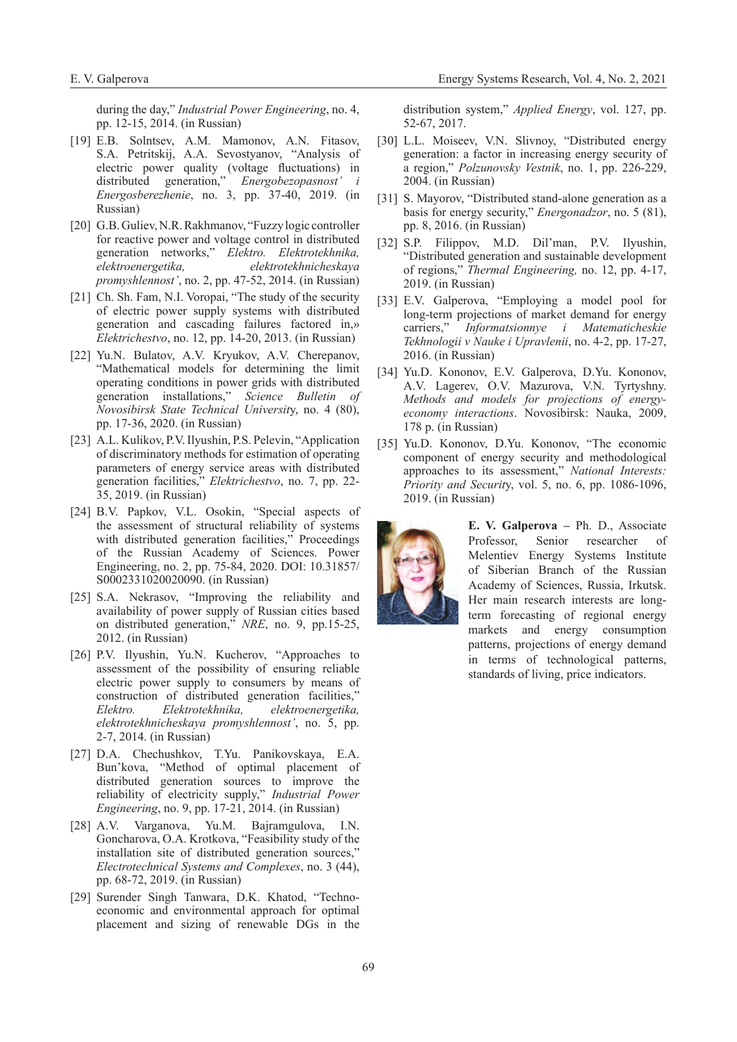during the day," *Industrial Power Engineering*, no. 4, pp. 12-15, 2014. (in Russian)

[19] E.B. Solntsev, A.M. Mamonov, A.N. Fitasov, S.A. Petritskij, A.A. Sevostyanov, "Analysis of electric power quality (voltage fluctuations) in distributed generation," *Energobezopasnost' i Energosberezhenie*, no. 3, pp. 37-40, 2019. (in Russian)

[20] G.B. Guliev, N.R. Rakhmanov, "Fuzzy logic controller for reactive power and voltage control in distributed generation networks," *Elektro. Elektrotekhnika, elektroenergetika, elektrotekhnicheskaya promyshlennost'*, no. 2, pp. 47-52, 2014. (in Russian)

[21] Ch. Sh. Fam, N.I. Voropai, "The study of the security of electric power supply systems with distributed generation and cascading failures factored in,» *Elektrichestvo*, no. 12, pp. 14-20, 2013. (in Russian)

[22] Yu.N. Bulatov, A.V. Kryukov, A.V. Cherepanov, "Mathematical models for determining the limit operating conditions in power grids with distributed generation installations," *Science Bulletin of Novosibirsk State Technical Universit*y, no. 4 (80), pp. 17-36, 2020. (in Russian)

[23] A.L. Kulikov, P.V. Ilyushin, P.S. Pelevin, "Application of discriminatory methods for estimation of operating parameters of energy service areas with distributed generation facilities," *Elektrichestvo*, no. 7, pp. 22-35, 2019. (in Russian)

[24] B.V. Papkov, V.L. Osokin, "Special aspects of the assessment of structural reliability of systems with distributed generation facilities," Proceedings of the Russian Academy of Sciences. Power Engineering, no. 2, pp. 75-84, 2020. DOI: 10.31857/S0002331020020090. (in Russian)

[25] S.A. Nekrasov, "Improving the reliability and availability of power supply of Russian cities based on distributed generation," *NRE*, no. 9, pp.15-25, 2012. (in Russian)

[26] P.V. Ilyushin, Yu.N. Kucherov, "Approaches to assessment of the possibility of ensuring reliable electric power supply to consumers by means of construction of distributed generation facilities," *Elektro. Elektrotekhnika, elektroenergetika, elektrotekhnicheskaya promyshlennost'*, no. 5, pp. 2-7, 2014. (in Russian)

[27] D.A. Chechushkov, T.Yu. Panikovskaya, E.A. Bun'kova, "Method of optimal placement of distributed generation sources to improve the reliability of electricity supply," *Industrial Power Engineering*, no. 9, pp. 17-21, 2014. (in Russian)

[28] A.V. Varganova, Yu.M. Bajramgulova, I.N. Goncharova, O.A. Krotkova, "Feasibility study of the installation site of distributed generation sources," *Electrotechnical Systems and Complexes*, no. 3 (44), pp. 68-72, 2019. (in Russian)

[29] Surender Singh Tanwara, D.K. Khatod, "Techno-economic and environmental approach for optimal placement and sizing of renewable DGs in the distribution system," *Applied Energy*, vol. 127, pp. 52-67, 2017.

[30] L.L. Moiseev, V.N. Slivnoy, "Distributed energy generation: a factor in increasing energy security of a region," *Polzunovsky Vestnik*, no. 1, pp. 226-229, 2004. (in Russian)

[31] S. Mayorov, "Distributed stand-alone generation as a basis for energy security," *Energonadzor*, no. 5 (81), pp. 8, 2016. (in Russian)

[32] S.P. Filippov, M.D. Dil'man, P.V. Ilyushin, "Distributed generation and sustainable development of regions," *Thermal Engineering,* no. 12, pp. 4-17, 2019. (in Russian)

[33] E.V. Galperova, "Employing a model pool for long-term projections of market demand for energy carriers," *Informatsionnye i Matematicheskie Tekhnologii v Nauke i Upravlenii*, no. 4-2, pp. 17-27, 2016. (in Russian)

[34] Yu.D. Kononov, E.V. Galperova, D.Yu. Kononov, A.V. Lagerev, O.V. Mazurova, V.N. Tyrtyshny. *Methods and models for projections of energy-economy interactions*. Novosibirsk: Nauka, 2009, 178 p. (in Russian)

[35] Yu.D. Kononov, D.Yu. Kononov, "The economic component of energy security and methodological approaches to its assessment," *National Interests: Priority and Securit*y, vol. 5, no. 6, pp. 1086-1096, 2019. (in Russian)

**E. V. Galperova –** Ph. D., Associate Professor, Senior researcher of Melentiev Energy Systems Institute of Siberian Branch of the Russian Academy of Sciences, Russia, Irkutsk. Her main research interests are long-term forecasting of regional energy markets and energy consumption patterns, projections of energy demand in terms of technological patterns, standards of living, price indicators.